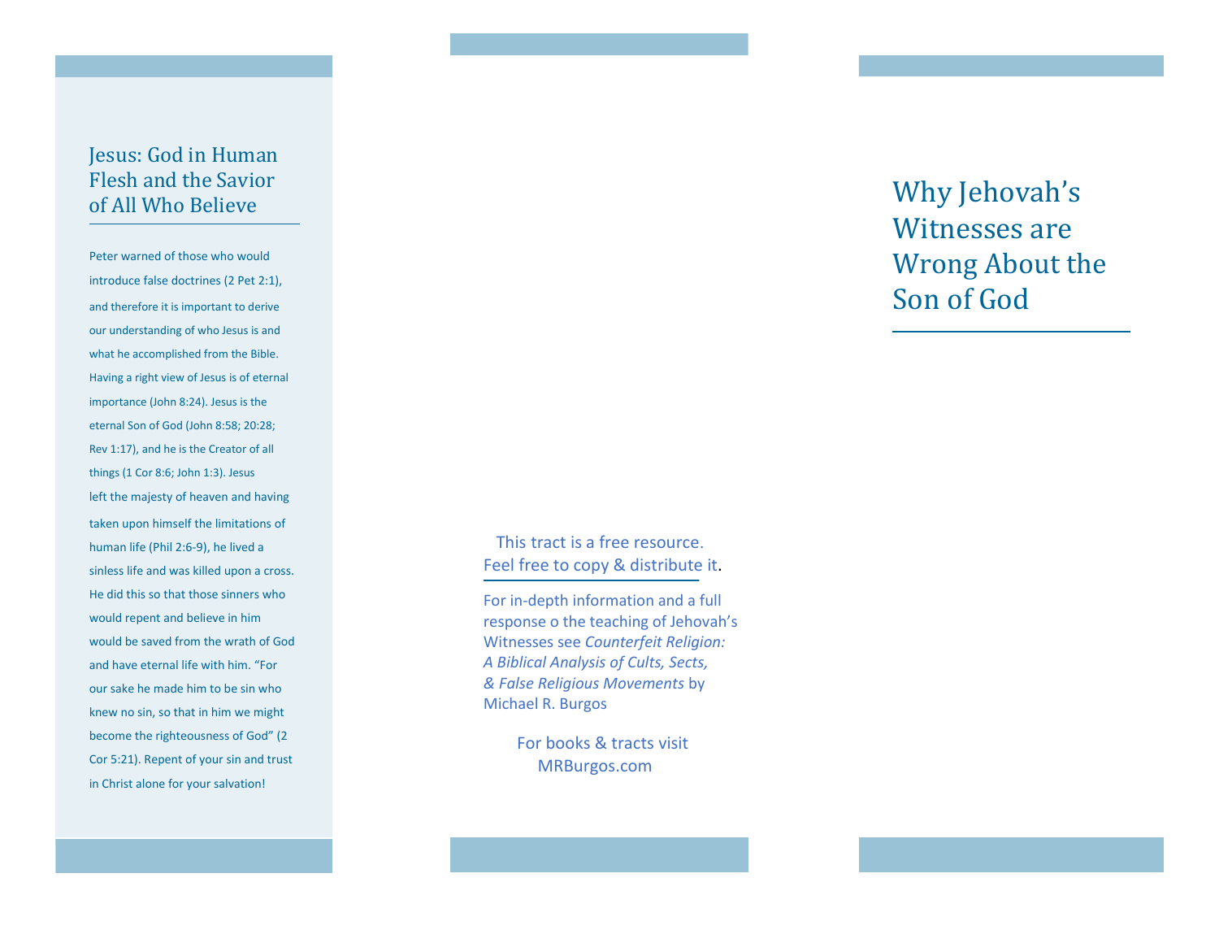## Jesus: God in Human Flesh and the Savior of All Who Believe

Peter warned of those who would introduce false doctrines (2 Pet 2:1), and therefore it is important to derive our understanding of who Jesus is and what he accomplished from the Bible. Having a right view of Jesus is of eternal importance (John 8:24). Jesus is the eternal Son of God (John 8:58; 20:28; Rev 1:17), and he is the Creator of all things (1 Cor 8:6; John 1:3). Jesus left the majesty of heaven and having taken upon himself the limitations of human life (Phil 2:6-9), he lived a sinless life and was killed upon a cross. He did this so that those sinners who would repent and believe in him would be saved from the wrath of God and have eternal life with him. "For our sake he made him to be sin who knew no sin, so that in him we might become the righteousness of God" (2 Cor 5:21). Repent of your sin and trust in Christ alone for your salvation!

This tract is a free resource. Feel free to copy & distribute it.

For in-depth information and a full response o the teaching of Jehovah's Witnesses see *Counterfeit Religion: A Biblical Analysis of Cults, Sects, & False Religious Movements* by Michael R. Burgos

For books & tracts visit MRBurgos.com

# Why Jehovah's Witnesses are Wrong About the Son of God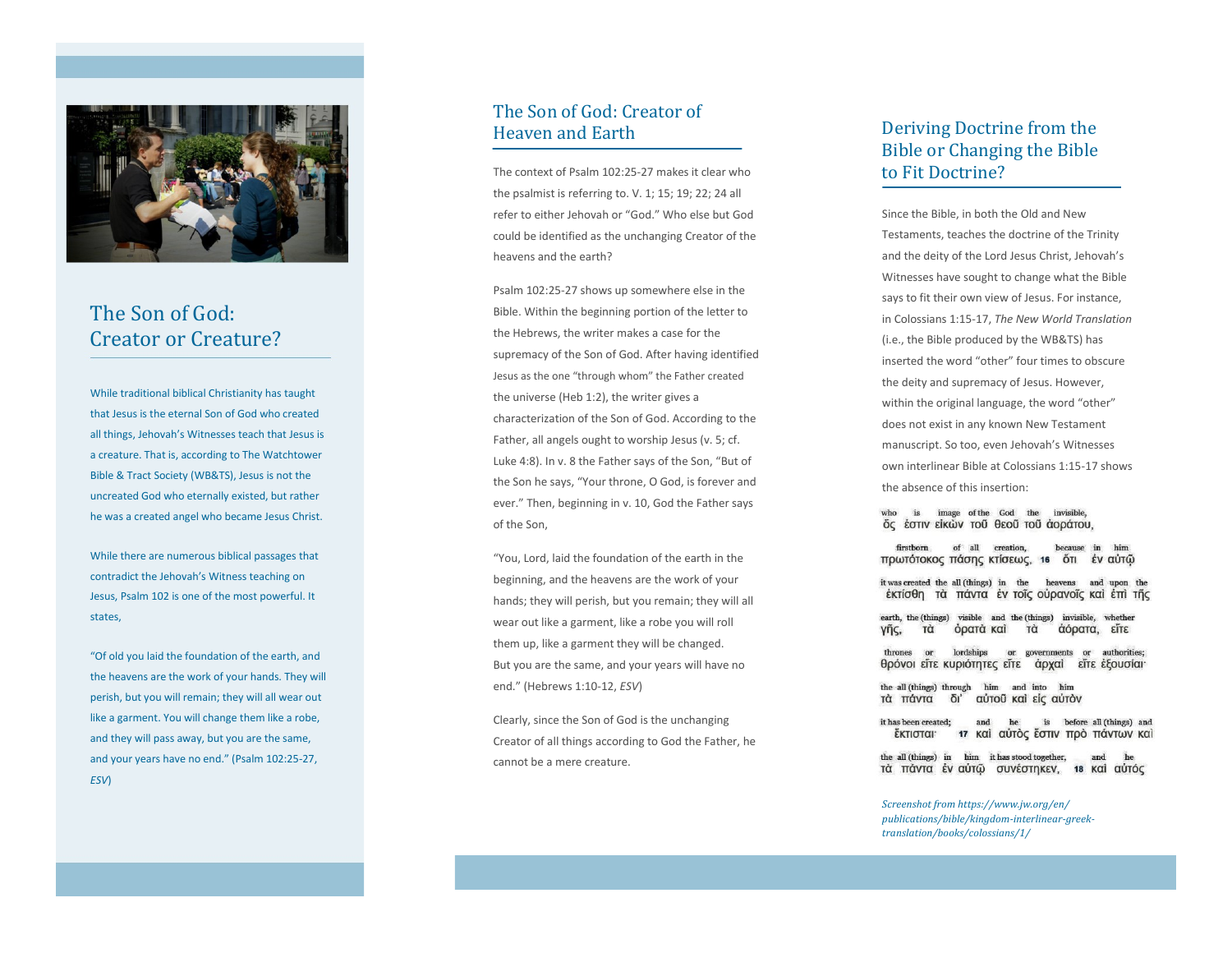# The Son of God: Creator or Creature?

While traditional biblical Christianity has taught that Jesus is the eternal Son of God who created all things, Jehovah's Witnesses teach that Jesus is a creature. That is, according to The Watchtower Bible & Tract Society (WB&TS), Jesus is not the uncreated God who eternally existed, but rather he was a created angel who became Jesus Christ.

While there are numerous biblical passages that contradict the Jehovah's Witness teaching on Jesus, Psalm 102 is one of the most powerful. It states,

"Of old you laid the foundation of the earth, and the heavens are the work of your hands. They will perish, but you will remain; they will all wear out like a garment. You will change them like a robe, and they will pass away, but you are the same, and your years have no end." (Psalm 102:25-27, *ESV*)

## The Son of God: Creator of Heaven and Earth

The context of Psalm 102:25-27 makes it clear who the psalmist is referring to. V. 1; 15; 19; 22; 24 all refer to either Jehovah or "God." Who else but God could be identified as the unchanging Creator of the heavens and the earth?

Psalm 102:25-27 shows up somewhere else in the Bible. Within the beginning portion of the letter to the Hebrews, the writer makes a case for the supremacy of the Son of God. After having identified Jesus as the one "through whom" the Father created the universe (Heb 1:2), the writer gives a characterization of the Son of God. According to the Father, all angels ought to worship Jesus (v. 5; cf. Luke 4:8). In v. 8 the Father says of the Son, "But of the Son he says, "Your throne, O God, is forever and ever." Then, beginning in v. 10, God the Father says of the Son,

"You, Lord, laid the foundation of the earth in the beginning, and the heavens are the work of your hands; they will perish, but you remain; they will all wear out like a garment, like a robe you will roll them up, like a garment they will be changed. But you are the same, and your years will have no end." (Hebrews 1:10-12, *ESV*)

Clearly, since the Son of God is the unchanging Creator of all things according to God the Father, he cannot be a mere creature.

## Deriving Doctrine from the Bible or Changing the Bible to Fit Doctrine?

Since the Bible, in both the Old and New Testaments, teaches the doctrine of the Trinity and the deity of the Lord Jesus Christ, Jehovah's Witnesses have sought to change what the Bible says to fit their own view of Jesus. For instance, in Colossians 1:15-17, *The New World Translation* (i.e., the Bible produced by the WB&TS) has inserted the word "other" four times to obscure the deity and supremacy of Jesus. However, within the original language, the word "other" does not exist in any known New Testament manuscript. So too, even Jehovah's Witnesses own interlinear Bible at Colossians 1:15-17 shows the absence of this insertion:

who is image of the God the invisible,
ὅς ἐστιν εἰκὼν τοῦ θεοῦ τοῦ ἀοράτου,

firstborn of all creation, because in him
πρωτότοκος πάσης κτίσεως, 16 ὅτι ἐν αὐτῷ

it was created the all (things) in the heavens and upon the
ἐκτίσθη τὰ πάντα ἐν τοῖς οὐρανοῖς καὶ ἐπὶ τῆς

earth, the (things) visible and the (things) invisible, whether
γῆς, τὰ ὁρατὰ καὶ τὰ ἀόρατα, εἴτε

thrones or lordships or governments or authorities;
θρόνοι εἴτε κυριότητες εἴτε ἀρχαὶ εἴτε ἐξουσίαι·

the all (things) through him and into him
τὰ πάντα δι' αὐτοῦ καὶ εἰς αὐτὸν

it has been created; and he is before all (things) and
ἔκτισται· 17 καὶ αὐτὸς ἔστιν πρὸ πάντων καὶ

the all (things) in him it has stood together, and he
τὰ πάντα ἐν αὐτῷ συνέστηκεν, 18 καὶ αὐτός

*Screenshot from https://www.jw.org/en/publications/bible/kingdom-interlinear-greek-translation/books/colossians/1/*